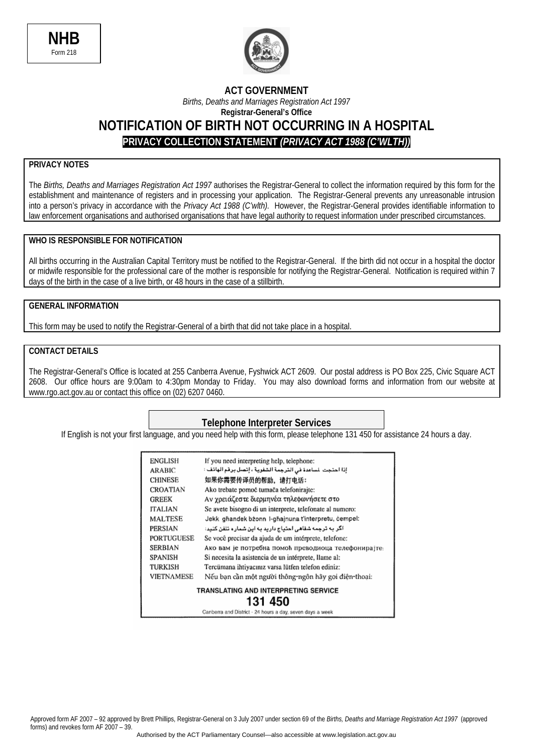**NHB**
Form 218

**ACT GOVERNMENT**

*Births, Deaths and Marriages Registration Act 1997*

**Registrar-General's Office**

# NOTIFICATION OF BIRTH NOT OCCURRING IN A HOSPITAL

**PRIVACY COLLECTION STATEMENT *(PRIVACY ACT 1988 (C'WLTH))***

## PRIVACY NOTES

The *Births, Deaths and Marriages Registration Act 1997* authorises the Registrar-General to collect the information required by this form for the establishment and maintenance of registers and in processing your application. The Registrar-General prevents any unreasonable intrusion into a person's privacy in accordance with the *Privacy Act 1988 (C'wlth).* However, the Registrar-General provides identifiable information to law enforcement organisations and authorised organisations that have legal authority to request information under prescribed circumstances.

## WHO IS RESPONSIBLE FOR NOTIFICATION

All births occurring in the Australian Capital Territory must be notified to the Registrar-General. If the birth did not occur in a hospital the doctor or midwife responsible for the professional care of the mother is responsible for notifying the Registrar-General. Notification is required within 7 days of the birth in the case of a live birth, or 48 hours in the case of a stillbirth.

## GENERAL INFORMATION

This form may be used to notify the Registrar-General of a birth that did not take place in a hospital.

## CONTACT DETAILS

The Registrar-General's Office is located at 255 Canberra Avenue, Fyshwick ACT 2609. Our postal address is PO Box 225, Civic Square ACT 2608. Our office hours are 9:00am to 4:30pm Monday to Friday. You may also download forms and information from our website at www.rgo.act.gov.au or contact this office on (02) 6207 0460.

## Telephone Interpreter Services

If English is not your first language, and you need help with this form, please telephone 131 450 for assistance 24 hours a day.

| | |
|---|---|
| ENGLISH | If you need interpreting help, telephone: |
| ARABIC | إذا احتجت لمساعدة في الترجمة الشفوية ، إتصل برقم الهاتف : |
| CHINESE | 如果你需要传译员的帮助，请打电话： |
| CROATIAN | Ako trebate pomoć tumača telefonirajte: |
| GREEK | Αν χρειάζεστε διερμηνέα τηλεφωνήσετε στο |
| ITALIAN | Se avete bisogno di un interprete, telefonate al numero: |
| MALTESE | Jekk għandek bżonn l-għajnuna t'interpretu, ċempel: |
| PERSIAN | اگر به ترجمه شفاهی احتیاج دارید به این شماره تلفن کنید: |
| PORTUGUESE | Se você precisar da ajuda de um intérprete, telefone: |
| SERBIAN | Ако вам је потребна помоћ преводиоца телефонирајте: |
| SPANISH | Si necesita la asistencia de un intérprete, llame al: |
| TURKISH | Tercümana ihtiyacınız varsa lütfen telefon ediniz: |
| VIETNAMESE | Nếu bạn cần một người thông-ngôn hãy gọi điện-thoại: |

**TRANSLATING AND INTERPRETING SERVICE**

**131 450**

Canberra and District - 24 hours a day, seven days a week

Approved form AF 2007 – 92 approved by Brett Phillips, Registrar-General on 3 July 2007 under section 69 of the *Births, Deaths and Marriage Registration Act 1997* (approved forms) and revokes form AF 2007 – 39.

Authorised by the ACT Parliamentary Counsel—also accessible at www.legislation.act.gov.au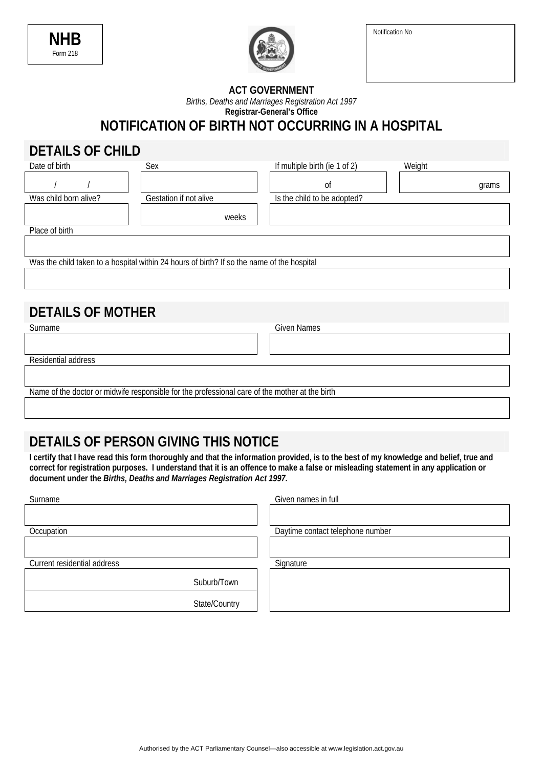**NHB**
Form 218

Notification No

**ACT GOVERNMENT**
*Births, Deaths and Marriages Registration Act 1997*
**Registrar-General's Office**

# NOTIFICATION OF BIRTH NOT OCCURRING IN A HOSPITAL

## DETAILS OF CHILD

| Date of birth | Sex | If multiple birth (ie 1 of 2) | Weight |
|---|---|---|---|
| / / | | of | grams |

| Was child born alive? | Gestation if not alive | Is the child to be adopted? |
|---|---|---|
| | weeks | |

Place of birth

Was the child taken to a hospital within 24 hours of birth? If so the name of the hospital

## DETAILS OF MOTHER

| Surname | Given Names |
|---|---|
| | |

Residential address

Name of the doctor or midwife responsible for the professional care of the mother at the birth

## DETAILS OF PERSON GIVING THIS NOTICE

**I certify that I have read this form thoroughly and that the information provided, is to the best of my knowledge and belief, true and correct for registration purposes. I understand that it is an offence to make a false or misleading statement in any application or document under the *Births, Deaths and Marriages Registration Act 1997*.**

| Surname | Given names in full |
|---|---|
| | |

| Occupation | Daytime contact telephone number |
|---|---|
| | |

| Current residential address | Signature |
|---|---|
| Suburb/Town | |
| State/Country | |

Authorised by the ACT Parliamentary Counsel—also accessible at www.legislation.act.gov.au